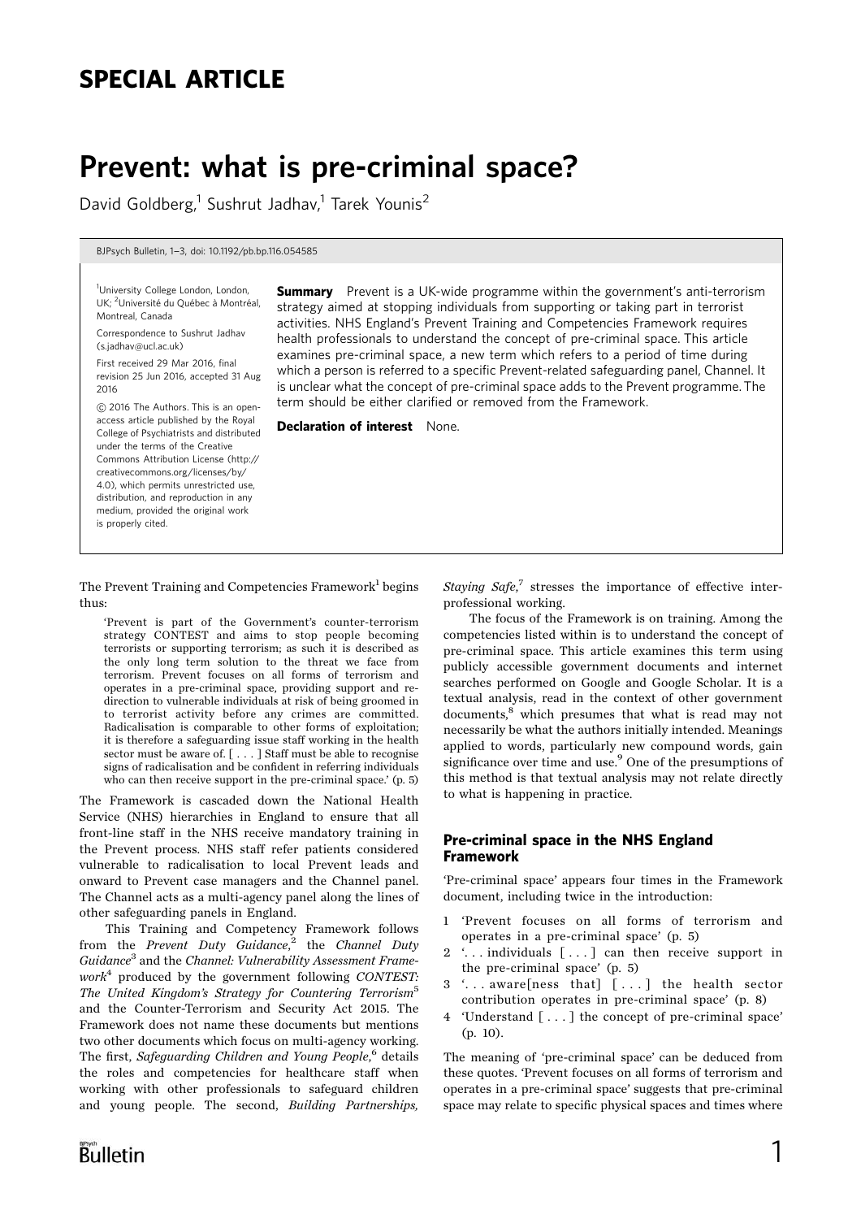## SPECIAL ARTICLE

# Prevent: what is pre-criminal space?

David Goldberg,[1] Sushrut Jadhav,[1] Tarek Younis[2]

BJPsych Bulletin, 1–3, doi: 10.1192/pb.bp.116.054585

[1]University College London, London, UK; [2]Université du Québec à Montréal, Montreal, Canada

Correspondence to Sushrut Jadhav (s.jadhav@ucl.ac.uk)

First received 29 Mar 2016, final revision 25 Jun 2016, accepted 31 Aug 2016

© 2016 The Authors. This is an open-access article published by the Royal College of Psychiatrists and distributed under the terms of the Creative Commons Attribution License (http://creativecommons.org/licenses/by/4.0), which permits unrestricted use, distribution, and reproduction in any medium, provided the original work is properly cited.

**Summary** Prevent is a UK-wide programme within the government's anti-terrorism strategy aimed at stopping individuals from supporting or taking part in terrorist activities. NHS England's Prevent Training and Competencies Framework requires health professionals to understand the concept of pre-criminal space. This article examines pre-criminal space, a new term which refers to a period of time during which a person is referred to a specific Prevent-related safeguarding panel, Channel. It is unclear what the concept of pre-criminal space adds to the Prevent programme. The term should be either clarified or removed from the Framework.

**Declaration of interest** None.

The Prevent Training and Competencies Framework[1] begins thus:

> 'Prevent is part of the Government's counter-terrorism strategy CONTEST and aims to stop people becoming terrorists or supporting terrorism; as such it is described as the only long term solution to the threat we face from terrorism. Prevent focuses on all forms of terrorism and operates in a pre-criminal space, providing support and re-direction to vulnerable individuals at risk of being groomed in to terrorist activity before any crimes are committed. Radicalisation is comparable to other forms of exploitation; it is therefore a safeguarding issue staff working in the health sector must be aware of. [ . . . ] Staff must be able to recognise signs of radicalisation and be confident in referring individuals who can then receive support in the pre-criminal space.' (p. 5)

The Framework is cascaded down the National Health Service (NHS) hierarchies in England to ensure that all front-line staff in the NHS receive mandatory training in the Prevent process. NHS staff refer patients considered vulnerable to radicalisation to local Prevent leads and onward to Prevent case managers and the Channel panel. The Channel acts as a multi-agency panel along the lines of other safeguarding panels in England.

This Training and Competency Framework follows from the *Prevent Duty Guidance*,[2] the *Channel Duty Guidance*[3] and the *Channel: Vulnerability Assessment Framework*[4] produced by the government following *CONTEST: The United Kingdom's Strategy for Countering Terrorism*[5] and the Counter-Terrorism and Security Act 2015. The Framework does not name these documents but mentions two other documents which focus on multi-agency working. The first, *Safeguarding Children and Young People*,[6] details the roles and competencies for healthcare staff when working with other professionals to safeguard children and young people. The second, *Building Partnerships, Staying Safe*,[7] stresses the importance of effective inter-professional working.

The focus of the Framework is on training. Among the competencies listed within is to understand the concept of pre-criminal space. This article examines this term using publicly accessible government documents and internet searches performed on Google and Google Scholar. It is a textual analysis, read in the context of other government documents,[8] which presumes that what is read may not necessarily be what the authors initially intended. Meanings applied to words, particularly new compound words, gain significance over time and use.[9] One of the presumptions of this method is that textual analysis may not relate directly to what is happening in practice.

### Pre-criminal space in the NHS England Framework

'Pre-criminal space' appears four times in the Framework document, including twice in the introduction:

1. 'Prevent focuses on all forms of terrorism and operates in a pre-criminal space' (p. 5)
2. '. . . individuals [ . . . ] can then receive support in the pre-criminal space' (p. 5)
3. '. . . aware[ness that] [ . . . ] the health sector contribution operates in pre-criminal space' (p. 8)
4. 'Understand [ . . . ] the concept of pre-criminal space' (p. 10).

The meaning of 'pre-criminal space' can be deduced from these quotes. 'Prevent focuses on all forms of terrorism and operates in a pre-criminal space' suggests that pre-criminal space may relate to specific physical spaces and times where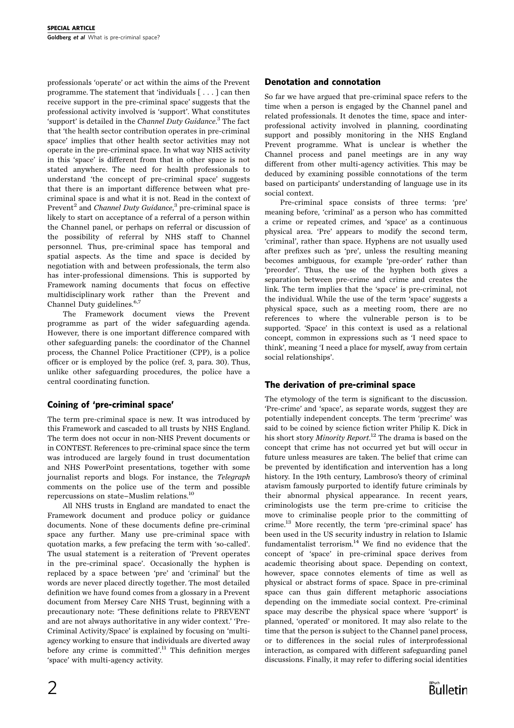professionals 'operate' or act within the aims of the Prevent programme. The statement that 'individuals [ . . . ] can then receive support in the pre-criminal space' suggests that the professional activity involved is 'support'. What constitutes 'support' is detailed in the *Channel Duty Guidance*.[3] The fact that 'the health sector contribution operates in pre-criminal space' implies that other health sector activities may not operate in the pre-criminal space. In what way NHS activity in this 'space' is different from that in other space is not stated anywhere. The need for health professionals to understand 'the concept of pre-criminal space' suggests that there is an important difference between what pre-criminal space is and what it is not. Read in the context of Prevent[2] and *Channel Duty Guidance*,[3] pre-criminal space is likely to start on acceptance of a referral of a person within the Channel panel, or perhaps on referral or discussion of the possibility of referral by NHS staff to Channel personnel. Thus, pre-criminal space has temporal and spatial aspects. As the time and space is decided by negotiation with and between professionals, the term also has inter-professional dimensions. This is supported by Framework naming documents that focus on effective multidisciplinary work rather than the Prevent and Channel Duty guidelines.[6,7]

The Framework document views the Prevent programme as part of the wider safeguarding agenda. However, there is one important difference compared with other safeguarding panels: the coordinator of the Channel process, the Channel Police Practitioner (CPP), is a police officer or is employed by the police (ref. 3, para. 30). Thus, unlike other safeguarding procedures, the police have a central coordinating function.

## Coining of 'pre-criminal space'

The term pre-criminal space is new. It was introduced by this Framework and cascaded to all trusts by NHS England. The term does not occur in non-NHS Prevent documents or in CONTEST. References to pre-criminal space since the term was introduced are largely found in trust documentation and NHS PowerPoint presentations, together with some journalist reports and blogs. For instance, the *Telegraph* comments on the police use of the term and possible repercussions on state–Muslim relations.[10]

All NHS trusts in England are mandated to enact the Framework document and produce policy or guidance documents. None of these documents define pre-criminal space any further. Many use pre-criminal space with quotation marks, a few prefacing the term with 'so-called'. The usual statement is a reiteration of 'Prevent operates in the pre-criminal space'. Occasionally the hyphen is replaced by a space between 'pre' and 'criminal' but the words are never placed directly together. The most detailed definition we have found comes from a glossary in a Prevent document from Mersey Care NHS Trust, beginning with a precautionary note: 'These definitions relate to PREVENT and are not always authoritative in any wider context.' 'Pre-Criminal Activity/Space' is explained by focusing on 'multi-agency working to ensure that individuals are diverted away before any crime is committed'.[11] This definition merges 'space' with multi-agency activity.

## Denotation and connotation

So far we have argued that pre-criminal space refers to the time when a person is engaged by the Channel panel and related professionals. It denotes the time, space and inter-professional activity involved in planning, coordinating support and possibly monitoring in the NHS England Prevent programme. What is unclear is whether the Channel process and panel meetings are in any way different from other multi-agency activities. This may be deduced by examining possible connotations of the term based on participants' understanding of language use in its social context.

Pre-criminal space consists of three terms: 'pre' meaning before, 'criminal' as a person who has committed a crime or repeated crimes, and 'space' as a continuous physical area. 'Pre' appears to modify the second term, 'criminal', rather than space. Hyphens are not usually used after prefixes such as 'pre', unless the resulting meaning becomes ambiguous, for example 'pre-order' rather than 'preorder'. Thus, the use of the hyphen both gives a separation between pre-crime and crime and creates the link. The term implies that the 'space' is pre-criminal, not the individual. While the use of the term 'space' suggests a physical space, such as a meeting room, there are no references to where the vulnerable person is to be supported. 'Space' in this context is used as a relational concept, common in expressions such as 'I need space to think', meaning 'I need a place for myself, away from certain social relationships'.

## The derivation of pre-criminal space

The etymology of the term is significant to the discussion. 'Pre-crime' and 'space', as separate words, suggest they are potentially independent concepts. The term 'precrime' was said to be coined by science fiction writer Philip K. Dick in his short story *Minority Report*.[12] The drama is based on the concept that crime has not occurred yet but will occur in future unless measures are taken. The belief that crime can be prevented by identification and intervention has a long history. In the 19th century, Lambroso's theory of criminal atavism famously purported to identify future criminals by their abnormal physical appearance. In recent years, criminologists use the term pre-crime to criticise the move to criminalise people prior to the committing of crime.[13] More recently, the term 'pre-criminal space' has been used in the US security industry in relation to Islamic fundamentalist terrorism.[14] We find no evidence that the concept of 'space' in pre-criminal space derives from academic theorising about space. Depending on context, however, space connotes elements of time as well as physical or abstract forms of space. Space in pre-criminal space can thus gain different metaphoric associations depending on the immediate social context. Pre-criminal space may describe the physical space where 'support' is planned, 'operated' or monitored. It may also relate to the time that the person is subject to the Channel panel process, or to differences in the social rules of interprofessional interaction, as compared with different safeguarding panel discussions. Finally, it may refer to differing social identities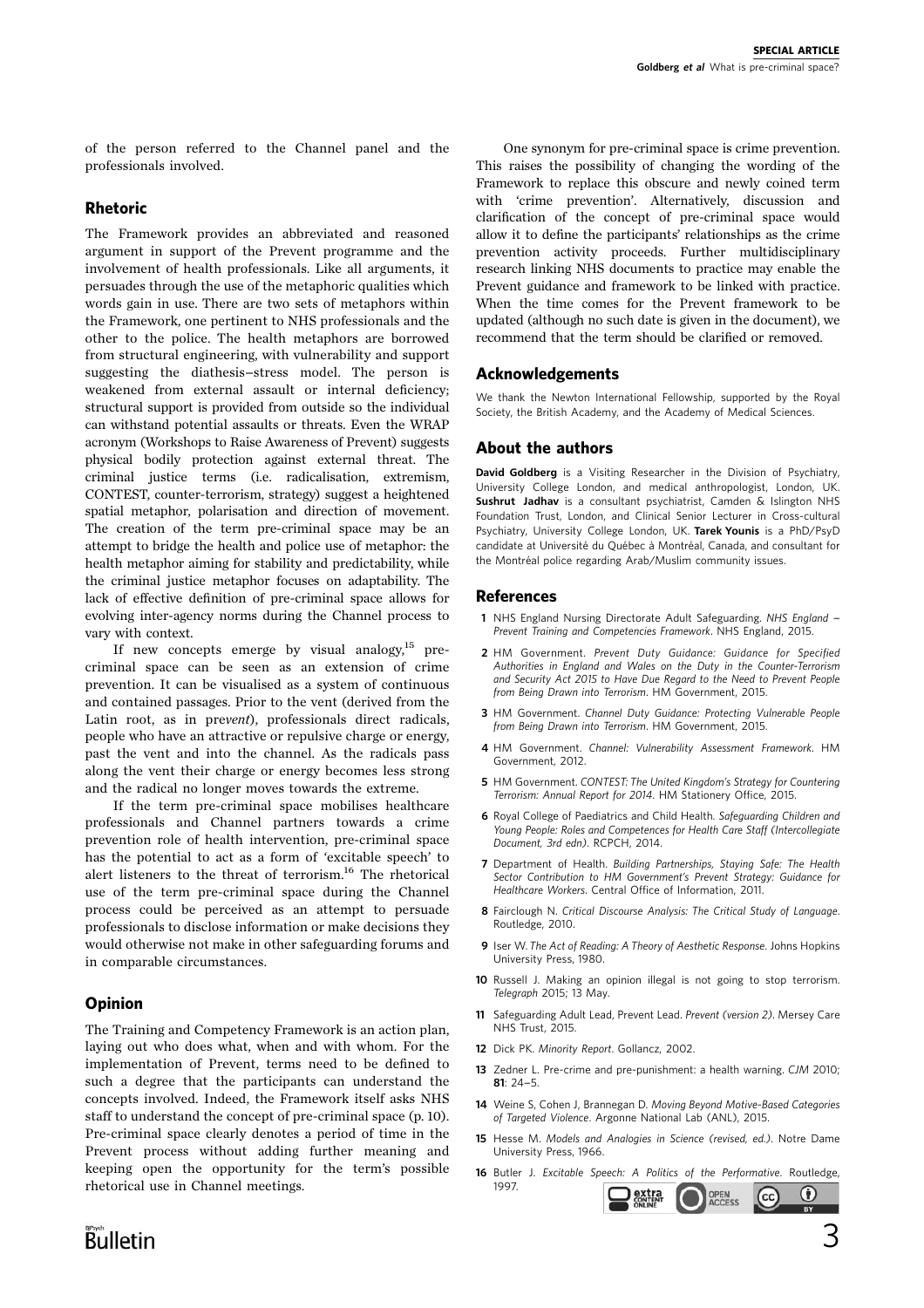of the person referred to the Channel panel and the professionals involved.

## Rhetoric

The Framework provides an abbreviated and reasoned argument in support of the Prevent programme and the involvement of health professionals. Like all arguments, it persuades through the use of the metaphoric qualities which words gain in use. There are two sets of metaphors within the Framework, one pertinent to NHS professionals and the other to the police. The health metaphors are borrowed from structural engineering, with vulnerability and support suggesting the diathesis–stress model. The person is weakened from external assault or internal deficiency; structural support is provided from outside so the individual can withstand potential assaults or threats. Even the WRAP acronym (Workshops to Raise Awareness of Prevent) suggests physical bodily protection against external threat. The criminal justice terms (i.e. radicalisation, extremism, CONTEST, counter-terrorism, strategy) suggest a heightened spatial metaphor, polarisation and direction of movement. The creation of the term pre-criminal space may be an attempt to bridge the health and police use of metaphor: the health metaphor aiming for stability and predictability, while the criminal justice metaphor focuses on adaptability. The lack of effective definition of pre-criminal space allows for evolving inter-agency norms during the Channel process to vary with context.

If new concepts emerge by visual analogy,[15] pre-criminal space can be seen as an extension of crime prevention. It can be visualised as a system of continuous and contained passages. Prior to the vent (derived from the Latin root, as in pre*vent*), professionals direct radicals, people who have an attractive or repulsive charge or energy, past the vent and into the channel. As the radicals pass along the vent their charge or energy becomes less strong and the radical no longer moves towards the extreme.

If the term pre-criminal space mobilises healthcare professionals and Channel partners towards a crime prevention role of health intervention, pre-criminal space has the potential to act as a form of 'excitable speech' to alert listeners to the threat of terrorism.[16] The rhetorical use of the term pre-criminal space during the Channel process could be perceived as an attempt to persuade professionals to disclose information or make decisions they would otherwise not make in other safeguarding forums and in comparable circumstances.

## Opinion

The Training and Competency Framework is an action plan, laying out who does what, when and with whom. For the implementation of Prevent, terms need to be defined to such a degree that the participants can understand the concepts involved. Indeed, the Framework itself asks NHS staff to understand the concept of pre-criminal space (p. 10). Pre-criminal space clearly denotes a period of time in the Prevent process without adding further meaning and keeping open the opportunity for the term's possible rhetorical use in Channel meetings.

One synonym for pre-criminal space is crime prevention. This raises the possibility of changing the wording of the Framework to replace this obscure and newly coined term with 'crime prevention'. Alternatively, discussion and clarification of the concept of pre-criminal space would allow it to define the participants' relationships as the crime prevention activity proceeds. Further multidisciplinary research linking NHS documents to practice may enable the Prevent guidance and framework to be linked with practice. When the time comes for the Prevent framework to be updated (although no such date is given in the document), we recommend that the term should be clarified or removed.

## Acknowledgements

We thank the Newton International Fellowship, supported by the Royal Society, the British Academy, and the Academy of Medical Sciences.

## About the authors

**David Goldberg** is a Visiting Researcher in the Division of Psychiatry, University College London, and medical anthropologist, London, UK. **Sushrut Jadhav** is a consultant psychiatrist, Camden & Islington NHS Foundation Trust, London, and Clinical Senior Lecturer in Cross-cultural Psychiatry, University College London, UK. **Tarek Younis** is a PhD/PsyD candidate at Université du Québec à Montréal, Canada, and consultant for the Montréal police regarding Arab/Muslim community issues.

## References

1. NHS England Nursing Directorate Adult Safeguarding. *NHS England – Prevent Training and Competencies Framework*. NHS England, 2015.
2. HM Government. *Prevent Duty Guidance: Guidance for Specified Authorities in England and Wales on the Duty in the Counter-Terrorism and Security Act 2015 to Have Due Regard to the Need to Prevent People from Being Drawn into Terrorism*. HM Government, 2015.
3. HM Government. *Channel Duty Guidance: Protecting Vulnerable People from Being Drawn into Terrorism*. HM Government, 2015.
4. HM Government. *Channel: Vulnerability Assessment Framework*. HM Government, 2012.
5. HM Government. *CONTEST: The United Kingdom's Strategy for Countering Terrorism: Annual Report for 2014*. HM Stationery Office, 2015.
6. Royal College of Paediatrics and Child Health. *Safeguarding Children and Young People: Roles and Competences for Health Care Staff (Intercollegiate Document, 3rd edn)*. RCPCH, 2014.
7. Department of Health. *Building Partnerships, Staying Safe: The Health Sector Contribution to HM Government's Prevent Strategy: Guidance for Healthcare Workers*. Central Office of Information, 2011.
8. Fairclough N. *Critical Discourse Analysis: The Critical Study of Language*. Routledge, 2010.
9. Iser W. *The Act of Reading: A Theory of Aesthetic Response*. Johns Hopkins University Press, 1980.
10. Russell J. Making an opinion illegal is not going to stop terrorism. *Telegraph* 2015; 13 May.
11. Safeguarding Adult Lead, Prevent Lead. *Prevent (version 2)*. Mersey Care NHS Trust, 2015.
12. Dick PK. *Minority Report*. Gollancz, 2002.
13. Zedner L. Pre-crime and pre-punishment: a health warning. *CJM* 2010; **81**: 24–5.
14. Weine S, Cohen J, Brannegan D. *Moving Beyond Motive-Based Categories of Targeted Violence*. Argonne National Lab (ANL), 2015.
15. Hesse M. *Models and Analogies in Science (revised, ed.)*. Notre Dame University Press, 1966.
16. Butler J. *Excitable Speech: A Politics of the Performative*. Routledge, 1997.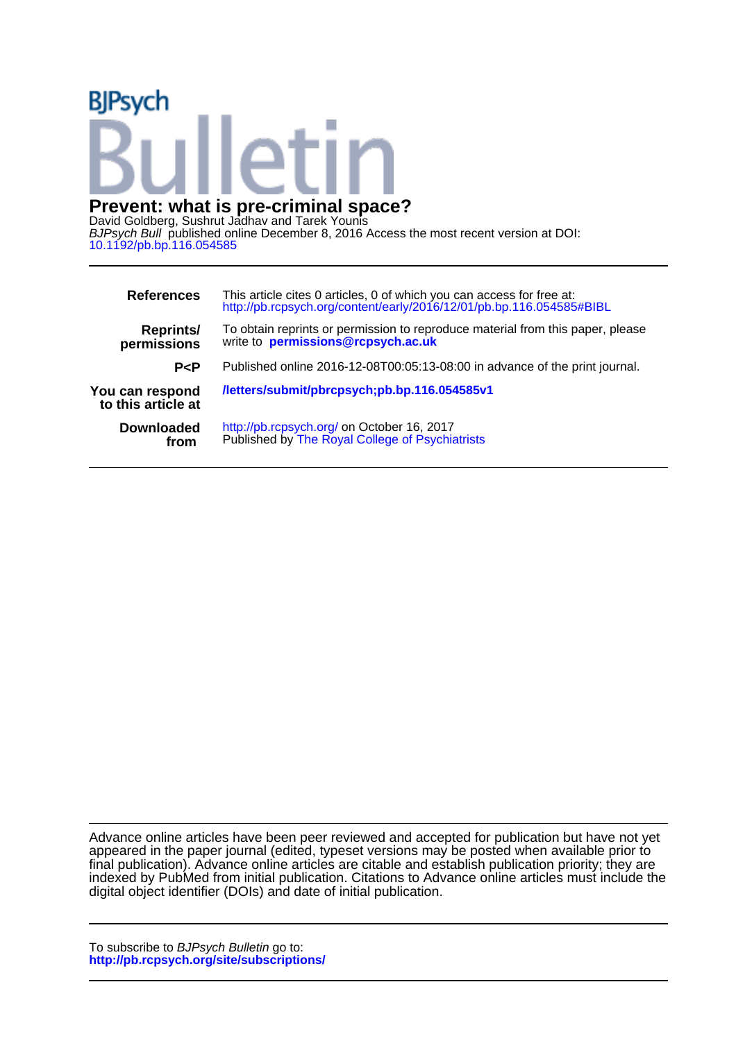BJPsych

Bulletin

# Prevent: what is pre-criminal space?

David Goldberg, Sushrut Jadhav and Tarek Younis

*BJPsych Bull* published online December 8, 2016 Access the most recent version at DOI: 10.1192/pb.bp.116.054585

| | |
|---|---|
| **References** | This article cites 0 articles, 0 of which you can access for free at: http://pb.rcpsych.org/content/early/2016/12/01/pb.bp.116.054585#BIBL |
| **Reprints/ permissions** | To obtain reprints or permission to reproduce material from this paper, please write to **permissions@rcpsych.ac.uk** |
| **P<P** | Published online 2016-12-08T00:05:13-08:00 in advance of the print journal. |
| **You can respond to this article at** | **/letters/submit/pbrcpsych;pb.bp.116.054585v1** |
| **Downloaded from** | http://pb.rcpsych.org/ on October 16, 2017 Published by The Royal College of Psychiatrists |

Advance online articles have been peer reviewed and accepted for publication but have not yet appeared in the paper journal (edited, typeset versions may be posted when available prior to final publication). Advance online articles are citable and establish publication priority; they are indexed by PubMed from initial publication. Citations to Advance online articles must include the digital object identifier (DOIs) and date of initial publication.

To subscribe to *BJPsych Bulletin* go to:
**http://pb.rcpsych.org/site/subscriptions/**